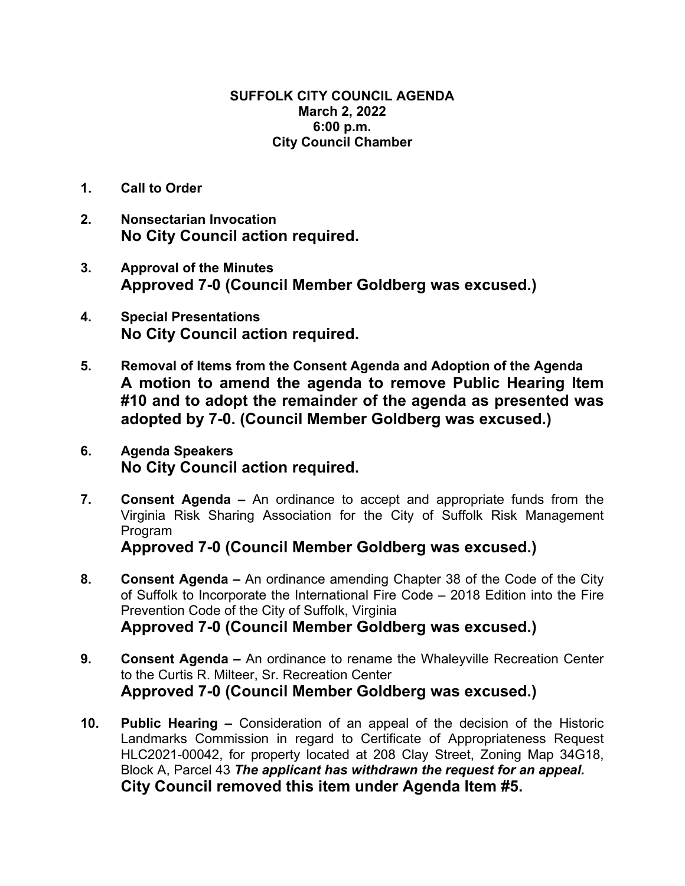# SUFFOLK CITY COUNCIL AGENDA
**March 2, 2022**
**6:00 p.m.**
**City Council Chamber**

1. **Call to Order**

2. **Nonsectarian Invocation**
   **No City Council action required.**

3. **Approval of the Minutes**
   **Approved 7-0 (Council Member Goldberg was excused.)**

4. **Special Presentations**
   **No City Council action required.**

5. **Removal of Items from the Consent Agenda and Adoption of the Agenda**
   **A motion to amend the agenda to remove Public Hearing Item #10 and to adopt the remainder of the agenda as presented was adopted by 7-0. (Council Member Goldberg was excused.)**

6. **Agenda Speakers**
   **No City Council action required.**

7. **Consent Agenda –** An ordinance to accept and appropriate funds from the Virginia Risk Sharing Association for the City of Suffolk Risk Management Program
   **Approved 7-0 (Council Member Goldberg was excused.)**

8. **Consent Agenda –** An ordinance amending Chapter 38 of the Code of the City of Suffolk to Incorporate the International Fire Code – 2018 Edition into the Fire Prevention Code of the City of Suffolk, Virginia
   **Approved 7-0 (Council Member Goldberg was excused.)**

9. **Consent Agenda –** An ordinance to rename the Whaleyville Recreation Center to the Curtis R. Milteer, Sr. Recreation Center
   **Approved 7-0 (Council Member Goldberg was excused.)**

10. **Public Hearing –** Consideration of an appeal of the decision of the Historic Landmarks Commission in regard to Certificate of Appropriateness Request HLC2021-00042, for property located at 208 Clay Street, Zoning Map 34G18, Block A, Parcel 43 ***The applicant has withdrawn the request for an appeal.***
    **City Council removed this item under Agenda Item #5.**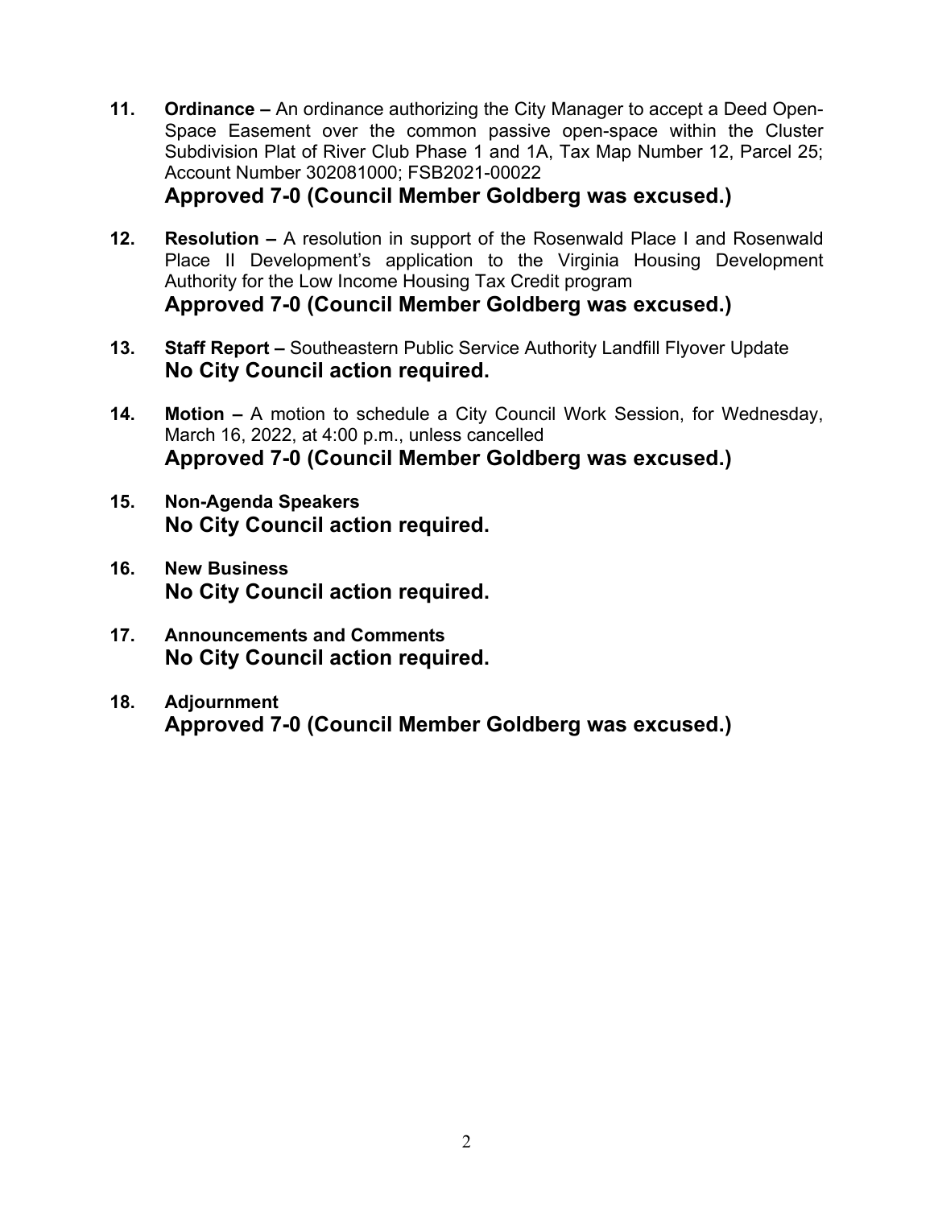11. **Ordinance –** An ordinance authorizing the City Manager to accept a Deed Open-Space Easement over the common passive open-space within the Cluster Subdivision Plat of River Club Phase 1 and 1A, Tax Map Number 12, Parcel 25; Account Number 302081000; FSB2021-00022
    **Approved 7-0 (Council Member Goldberg was excused.)**

12. **Resolution –** A resolution in support of the Rosenwald Place I and Rosenwald Place II Development's application to the Virginia Housing Development Authority for the Low Income Housing Tax Credit program
    **Approved 7-0 (Council Member Goldberg was excused.)**

13. **Staff Report –** Southeastern Public Service Authority Landfill Flyover Update
    **No City Council action required.**

14. **Motion –** A motion to schedule a City Council Work Session, for Wednesday, March 16, 2022, at 4:00 p.m., unless cancelled
    **Approved 7-0 (Council Member Goldberg was excused.)**

15. **Non-Agenda Speakers**
    **No City Council action required.**

16. **New Business**
    **No City Council action required.**

17. **Announcements and Comments**
    **No City Council action required.**

18. **Adjournment**
    **Approved 7-0 (Council Member Goldberg was excused.)**